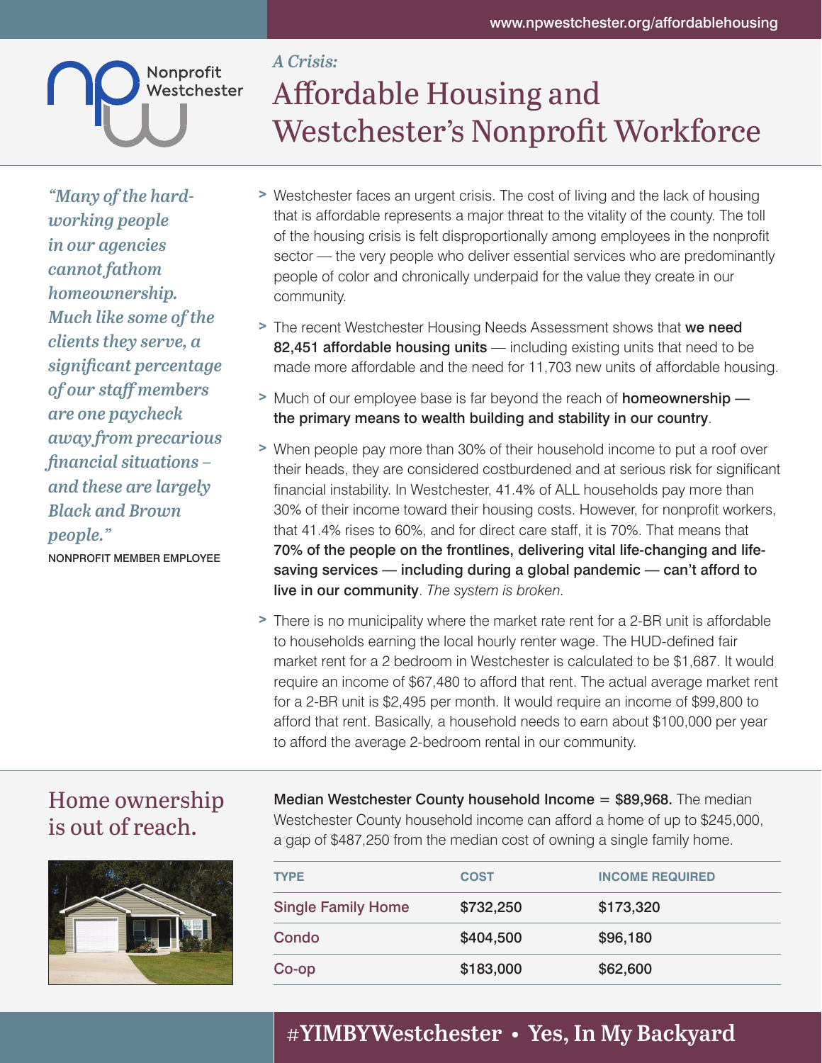www.npwestchester.org/affordablehousing

Nonprofit Westchester

*A Crisis:*

# Affordable Housing and Westchester's Nonprofit Workforce

*"Many of the hard-working people in our agencies cannot fathom homeownership. Much like some of the clients they serve, a significant percentage of our staff members are one paycheck away from precarious financial situations – and these are largely Black and Brown people."*

NONPROFIT MEMBER EMPLOYEE

> Westchester faces an urgent crisis. The cost of living and the lack of housing that is affordable represents a major threat to the vitality of the county. The toll of the housing crisis is felt disproportionally among employees in the nonprofit sector — the very people who deliver essential services who are predominantly people of color and chronically underpaid for the value they create in our community.

> The recent Westchester Housing Needs Assessment shows that **we need 82,451 affordable housing units** — including existing units that need to be made more affordable and the need for 11,703 new units of affordable housing.

> Much of our employee base is far beyond the reach of **homeownership — the primary means to wealth building and stability in our country**.

> When people pay more than 30% of their household income to put a roof over their heads, they are considered costburdened and at serious risk for significant financial instability. In Westchester, 41.4% of ALL households pay more than 30% of their income toward their housing costs. However, for nonprofit workers, that 41.4% rises to 60%, and for direct care staff, it is 70%. That means that **70% of the people on the frontlines, delivering vital life-changing and life-saving services — including during a global pandemic — can't afford to live in our community**. *The system is broken.*

> There is no municipality where the market rate rent for a 2-BR unit is affordable to households earning the local hourly renter wage. The HUD-defined fair market rent for a 2 bedroom in Westchester is calculated to be $1,687. It would require an income of $67,480 to afford that rent. The actual average market rent for a 2-BR unit is $2,495 per month. It would require an income of $99,800 to afford that rent. Basically, a household needs to earn about $100,000 per year to afford the average 2-bedroom rental in our community.

## Home ownership is out of reach.

**Median Westchester County household Income = $89,968.** The median Westchester County household income can afford a home of up to $245,000, a gap of $487,250 from the median cost of owning a single family home.

| TYPE | COST | INCOME REQUIRED |
|---|---|---|
| Single Family Home | $732,250 | $173,320 |
| Condo | $404,500 | $96,180 |
| Co-op | $183,000 | $62,600 |

**#YIMBYWestchester • Yes, In My Backyard**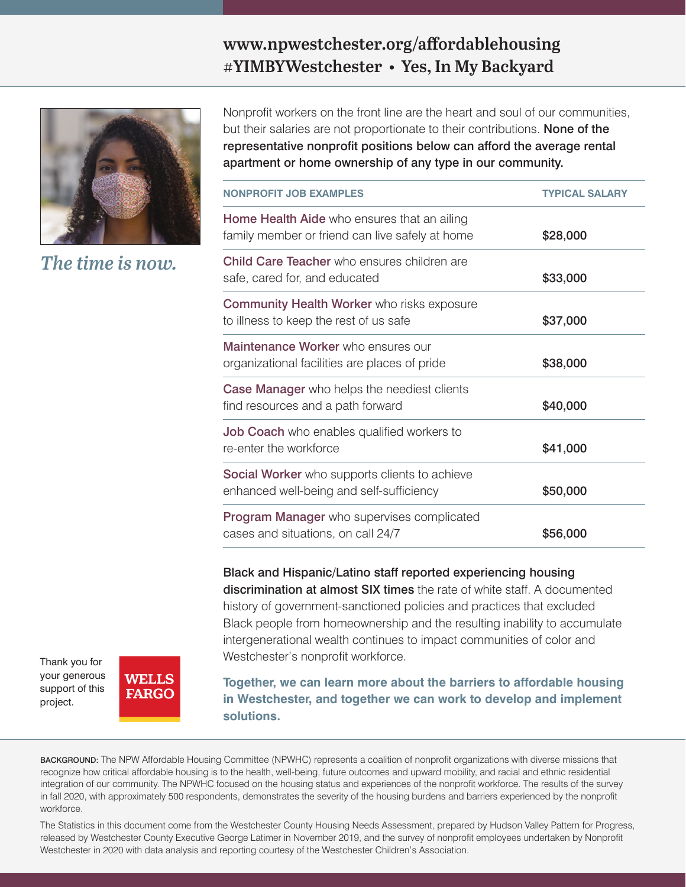**www.npwestchester.org/affordablehousing**
**#YIMBYWestchester • Yes, In My Backyard**

*The time is now.*

Nonprofit workers on the front line are the heart and soul of our communities, but their salaries are not proportionate to their contributions. **None of the representative nonprofit positions below can afford the average rental apartment or home ownership of any type in our community.**

| NONPROFIT JOB EXAMPLES | TYPICAL SALARY |
|---|---|
| Home Health Aide who ensures that an ailing family member or friend can live safely at home | $28,000 |
| Child Care Teacher who ensures children are safe, cared for, and educated | $33,000 |
| Community Health Worker who risks exposure to illness to keep the rest of us safe | $37,000 |
| Maintenance Worker who ensures our organizational facilities are places of pride | $38,000 |
| Case Manager who helps the neediest clients find resources and a path forward | $40,000 |
| Job Coach who enables qualified workers to re-enter the workforce | $41,000 |
| Social Worker who supports clients to achieve enhanced well-being and self-sufficiency | $50,000 |
| Program Manager who supervises complicated cases and situations, on call 24/7 | $56,000 |

**Black and Hispanic/Latino staff reported experiencing housing discrimination at almost SIX times** the rate of white staff. A documented history of government-sanctioned policies and practices that excluded Black people from homeownership and the resulting inability to accumulate intergenerational wealth continues to impact communities of color and Westchester's nonprofit workforce.

**Together, we can learn more about the barriers to affordable housing in Westchester, and together we can work to develop and implement solutions.**

Thank you for your generous support of this project.

WELLS FARGO

**BACKGROUND:** The NPW Affordable Housing Committee (NPWHC) represents a coalition of nonprofit organizations with diverse missions that recognize how critical affordable housing is to the health, well-being, future outcomes and upward mobility, and racial and ethnic residential integration of our community. The NPWHC focused on the housing status and experiences of the nonprofit workforce. The results of the survey in fall 2020, with approximately 500 respondents, demonstrates the severity of the housing burdens and barriers experienced by the nonprofit workforce.

The Statistics in this document come from the Westchester County Housing Needs Assessment, prepared by Hudson Valley Pattern for Progress, released by Westchester County Executive George Latimer in November 2019, and the survey of nonprofit employees undertaken by Nonprofit Westchester in 2020 with data analysis and reporting courtesy of the Westchester Children's Association.